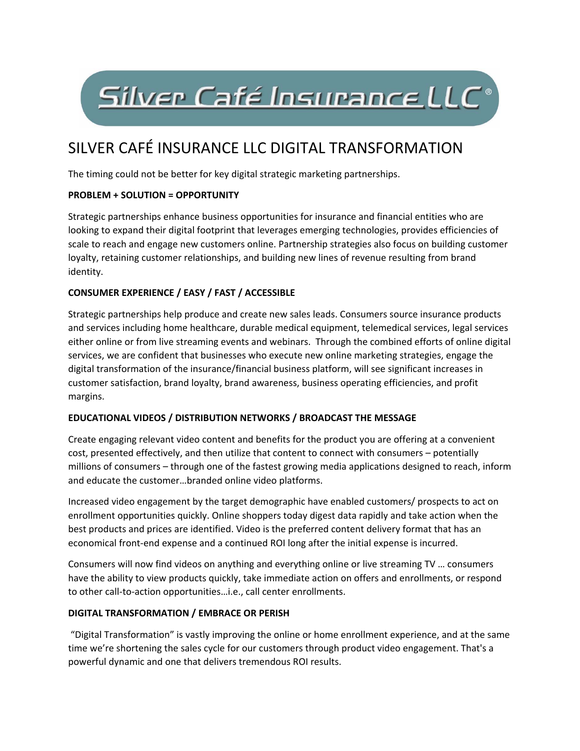Silver Café Insurance LLC®

# SILVER CAFÉ INSURANCE LLC DIGITAL TRANSFORMATION

The timing could not be better for key digital strategic marketing partnerships.

**PROBLEM + SOLUTION = OPPORTUNITY**

Strategic partnerships enhance business opportunities for insurance and financial entities who are looking to expand their digital footprint that leverages emerging technologies, provides efficiencies of scale to reach and engage new customers online. Partnership strategies also focus on building customer loyalty, retaining customer relationships, and building new lines of revenue resulting from brand identity.

**CONSUMER EXPERIENCE / EASY / FAST / ACCESSIBLE**

Strategic partnerships help produce and create new sales leads. Consumers source insurance products and services including home healthcare, durable medical equipment, telemedical services, legal services either online or from live streaming events and webinars. Through the combined efforts of online digital services, we are confident that businesses who execute new online marketing strategies, engage the digital transformation of the insurance/financial business platform, will see significant increases in customer satisfaction, brand loyalty, brand awareness, business operating efficiencies, and profit margins.

**EDUCATIONAL VIDEOS / DISTRIBUTION NETWORKS / BROADCAST THE MESSAGE**

Create engaging relevant video content and benefits for the product you are offering at a convenient cost, presented effectively, and then utilize that content to connect with consumers – potentially millions of consumers – through one of the fastest growing media applications designed to reach, inform and educate the customer…branded online video platforms.

Increased video engagement by the target demographic have enabled customers/ prospects to act on enrollment opportunities quickly. Online shoppers today digest data rapidly and take action when the best products and prices are identified. Video is the preferred content delivery format that has an economical front-end expense and a continued ROI long after the initial expense is incurred.

Consumers will now find videos on anything and everything online or live streaming TV … consumers have the ability to view products quickly, take immediate action on offers and enrollments, or respond to other call-to-action opportunities…i.e., call center enrollments.

**DIGITAL TRANSFORMATION / EMBRACE OR PERISH**

"Digital Transformation" is vastly improving the online or home enrollment experience, and at the same time we're shortening the sales cycle for our customers through product video engagement. That's a powerful dynamic and one that delivers tremendous ROI results.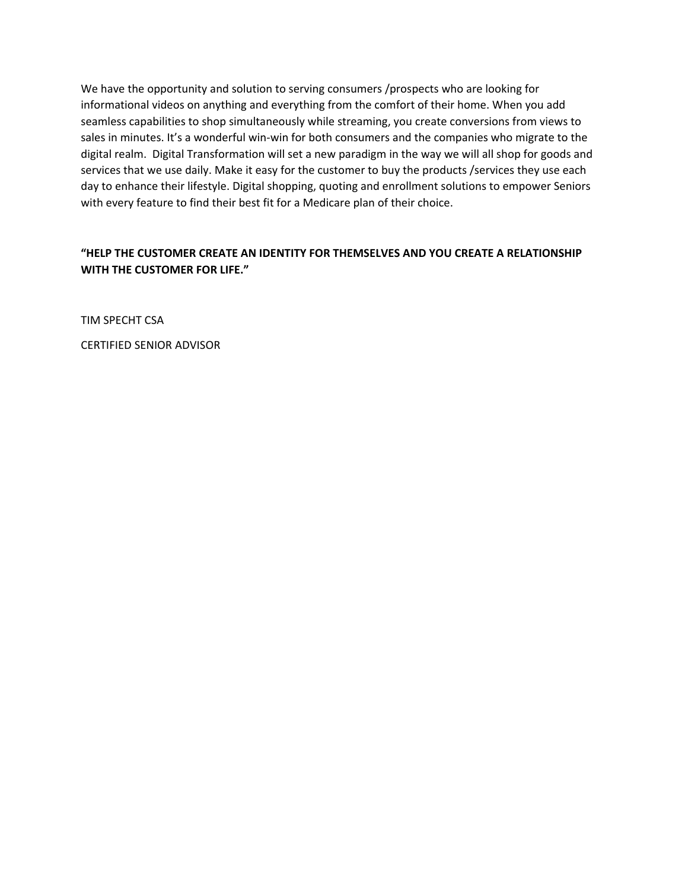We have the opportunity and solution to serving consumers /prospects who are looking for informational videos on anything and everything from the comfort of their home. When you add seamless capabilities to shop simultaneously while streaming, you create conversions from views to sales in minutes. It's a wonderful win-win for both consumers and the companies who migrate to the digital realm. Digital Transformation will set a new paradigm in the way we will all shop for goods and services that we use daily. Make it easy for the customer to buy the products /services they use each day to enhance their lifestyle. Digital shopping, quoting and enrollment solutions to empower Seniors with every feature to find their best fit for a Medicare plan of their choice.

**"HELP THE CUSTOMER CREATE AN IDENTITY FOR THEMSELVES AND YOU CREATE A RELATIONSHIP WITH THE CUSTOMER FOR LIFE."**

TIM SPECHT CSA

CERTIFIED SENIOR ADVISOR